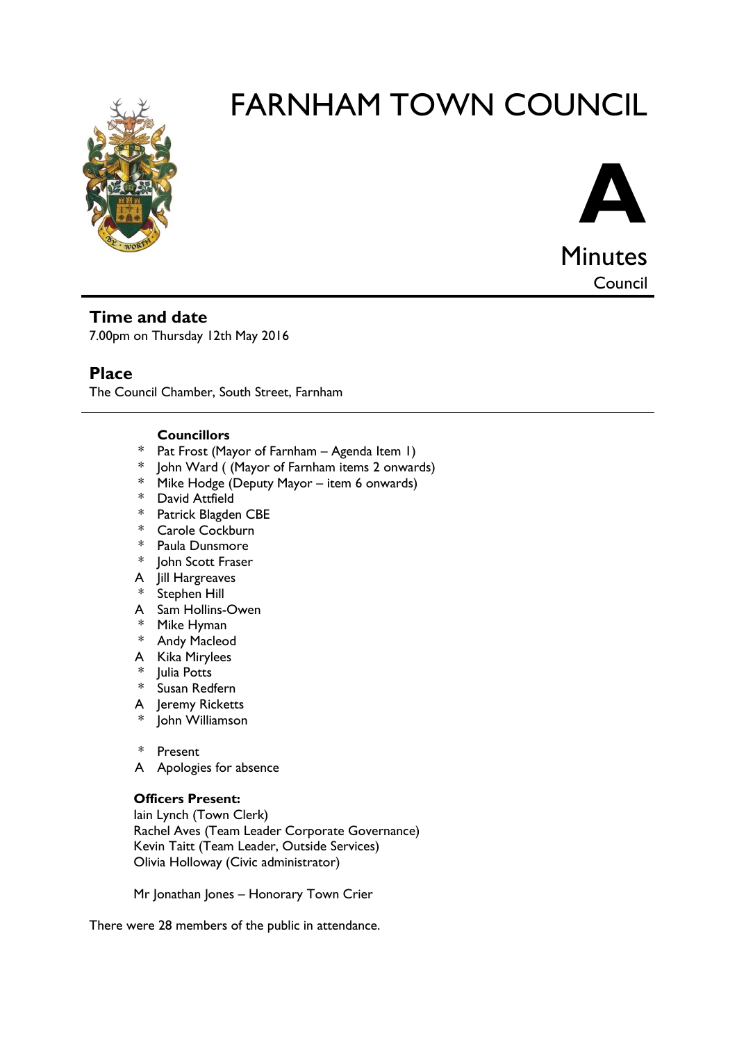# FARNHAM TOWN COUNCIL

**A**

Minutes

Council

## Time and date

7.00pm on Thursday 12th May 2016

## Place

The Council Chamber, South Street, Farnham

**Councillors**

- \* Pat Frost (Mayor of Farnham – Agenda Item 1)
- \* John Ward ( (Mayor of Farnham items 2 onwards)
- \* Mike Hodge (Deputy Mayor – item 6 onwards)
- \* David Attfield
- \* Patrick Blagden CBE
- \* Carole Cockburn
- \* Paula Dunsmore
- \* John Scott Fraser
- A Jill Hargreaves
- \* Stephen Hill
- A Sam Hollins-Owen
- \* Mike Hyman
- \* Andy Macleod
- A Kika Mirylees
- \* Julia Potts
- \* Susan Redfern
- A Jeremy Ricketts
- \* John Williamson

\* Present

A Apologies for absence

**Officers Present:**

Iain Lynch (Town Clerk)
Rachel Aves (Team Leader Corporate Governance)
Kevin Taitt (Team Leader, Outside Services)
Olivia Holloway (Civic administrator)

Mr Jonathan Jones – Honorary Town Crier

There were 28 members of the public in attendance.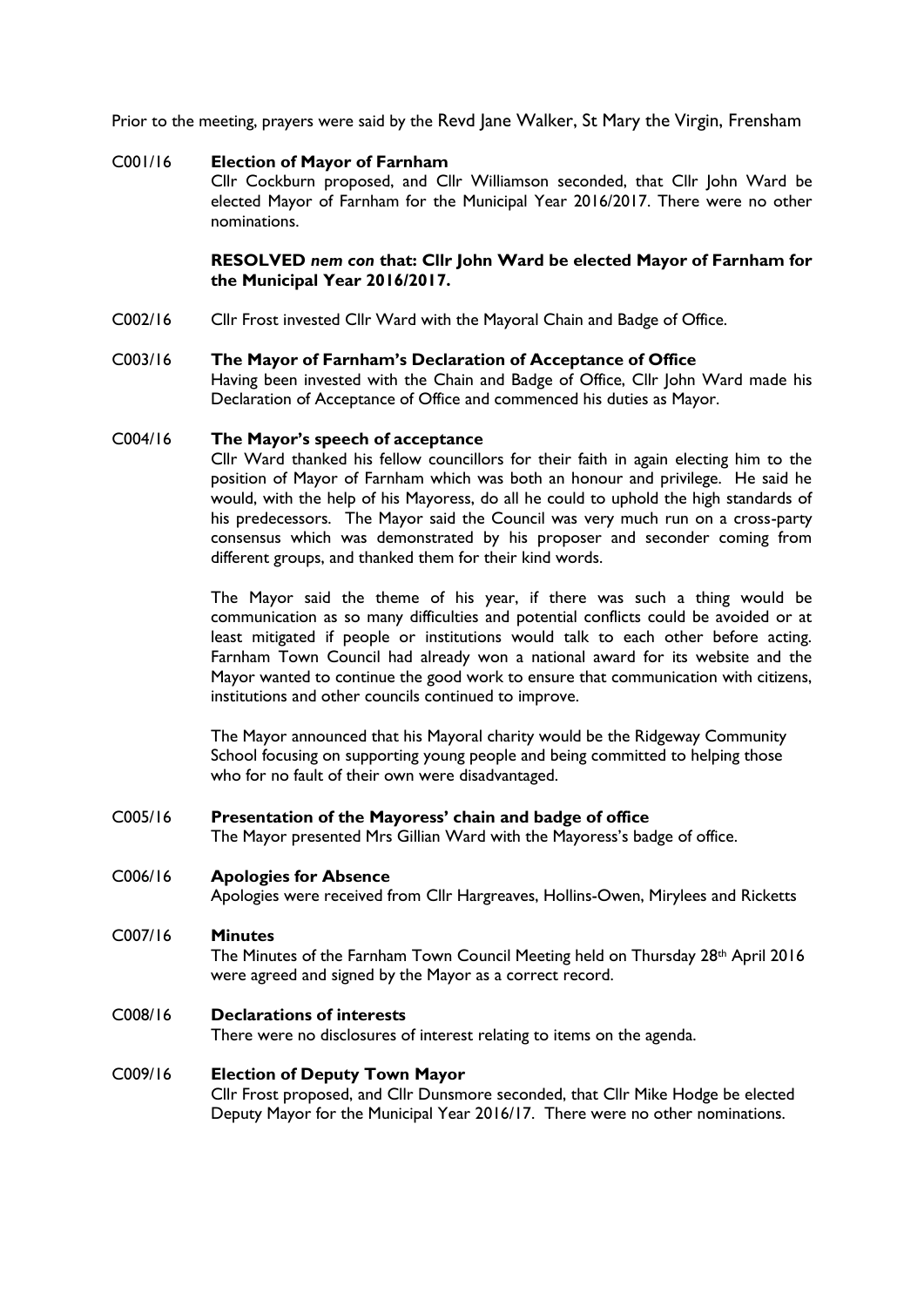Prior to the meeting, prayers were said by the Revd Jane Walker, St Mary the Virgin, Frensham

**C001/16 Election of Mayor of Farnham**

Cllr Cockburn proposed, and Cllr Williamson seconded, that Cllr John Ward be elected Mayor of Farnham for the Municipal Year 2016/2017. There were no other nominations.

**RESOLVED *nem con* that: Cllr John Ward be elected Mayor of Farnham for the Municipal Year 2016/2017.**

C002/16 Cllr Frost invested Cllr Ward with the Mayoral Chain and Badge of Office.

**C003/16 The Mayor of Farnham's Declaration of Acceptance of Office**

Having been invested with the Chain and Badge of Office, Cllr John Ward made his Declaration of Acceptance of Office and commenced his duties as Mayor.

**C004/16 The Mayor's speech of acceptance**

Cllr Ward thanked his fellow councillors for their faith in again electing him to the position of Mayor of Farnham which was both an honour and privilege. He said he would, with the help of his Mayoress, do all he could to uphold the high standards of his predecessors. The Mayor said the Council was very much run on a cross-party consensus which was demonstrated by his proposer and seconder coming from different groups, and thanked them for their kind words.

The Mayor said the theme of his year, if there was such a thing would be communication as so many difficulties and potential conflicts could be avoided or at least mitigated if people or institutions would talk to each other before acting. Farnham Town Council had already won a national award for its website and the Mayor wanted to continue the good work to ensure that communication with citizens, institutions and other councils continued to improve.

The Mayor announced that his Mayoral charity would be the Ridgeway Community School focusing on supporting young people and being committed to helping those who for no fault of their own were disadvantaged.

**C005/16 Presentation of the Mayoress' chain and badge of office**

The Mayor presented Mrs Gillian Ward with the Mayoress's badge of office.

**C006/16 Apologies for Absence**

Apologies were received from Cllr Hargreaves, Hollins-Owen, Mirylees and Ricketts

**C007/16 Minutes**

The Minutes of the Farnham Town Council Meeting held on Thursday 28th April 2016 were agreed and signed by the Mayor as a correct record.

**C008/16 Declarations of interests**

There were no disclosures of interest relating to items on the agenda.

**C009/16 Election of Deputy Town Mayor**

Cllr Frost proposed, and Cllr Dunsmore seconded, that Cllr Mike Hodge be elected Deputy Mayor for the Municipal Year 2016/17. There were no other nominations.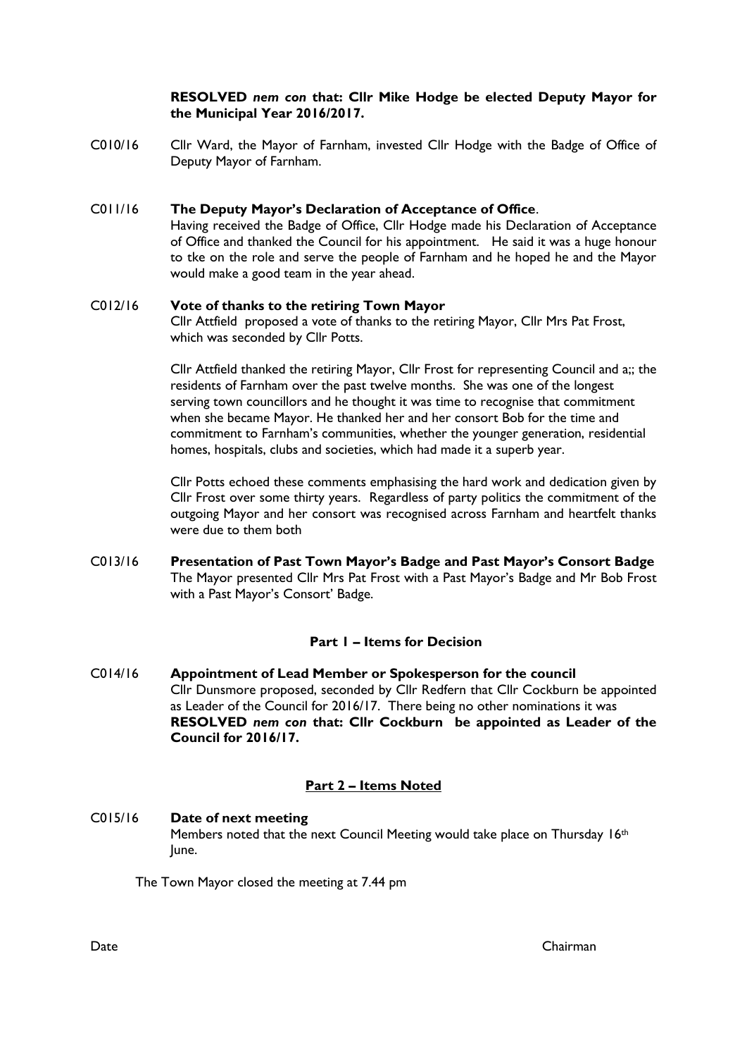**RESOLVED *nem con* that: Cllr Mike Hodge be elected Deputy Mayor for the Municipal Year 2016/2017.**

C010/16 Cllr Ward, the Mayor of Farnham, invested Cllr Hodge with the Badge of Office of Deputy Mayor of Farnham.

C011/16 **The Deputy Mayor's Declaration of Acceptance of Office**.

Having received the Badge of Office, Cllr Hodge made his Declaration of Acceptance of Office and thanked the Council for his appointment. He said it was a huge honour to tke on the role and serve the people of Farnham and he hoped he and the Mayor would make a good team in the year ahead.

C012/16 **Vote of thanks to the retiring Town Mayor**

Cllr Attfield proposed a vote of thanks to the retiring Mayor, Cllr Mrs Pat Frost, which was seconded by Cllr Potts.

Cllr Attfield thanked the retiring Mayor, Cllr Frost for representing Council and a;; the residents of Farnham over the past twelve months. She was one of the longest serving town councillors and he thought it was time to recognise that commitment when she became Mayor. He thanked her and her consort Bob for the time and commitment to Farnham's communities, whether the younger generation, residential homes, hospitals, clubs and societies, which had made it a superb year.

Cllr Potts echoed these comments emphasising the hard work and dedication given by Cllr Frost over some thirty years. Regardless of party politics the commitment of the outgoing Mayor and her consort was recognised across Farnham and heartfelt thanks were due to them both

C013/16 **Presentation of Past Town Mayor's Badge and Past Mayor's Consort Badge**

The Mayor presented Cllr Mrs Pat Frost with a Past Mayor's Badge and Mr Bob Frost with a Past Mayor's Consort' Badge.

## Part 1 – Items for Decision

C014/16 **Appointment of Lead Member or Spokesperson for the council**

Cllr Dunsmore proposed, seconded by Cllr Redfern that Cllr Cockburn be appointed as Leader of the Council for 2016/17. There being no other nominations it was **RESOLVED *nem con* that: Cllr Cockburn be appointed as Leader of the Council for 2016/17.**

## Part 2 – Items Noted

C015/16 **Date of next meeting**

Members noted that the next Council Meeting would take place on Thursday 16th June.

The Town Mayor closed the meeting at 7.44 pm

Date Chairman